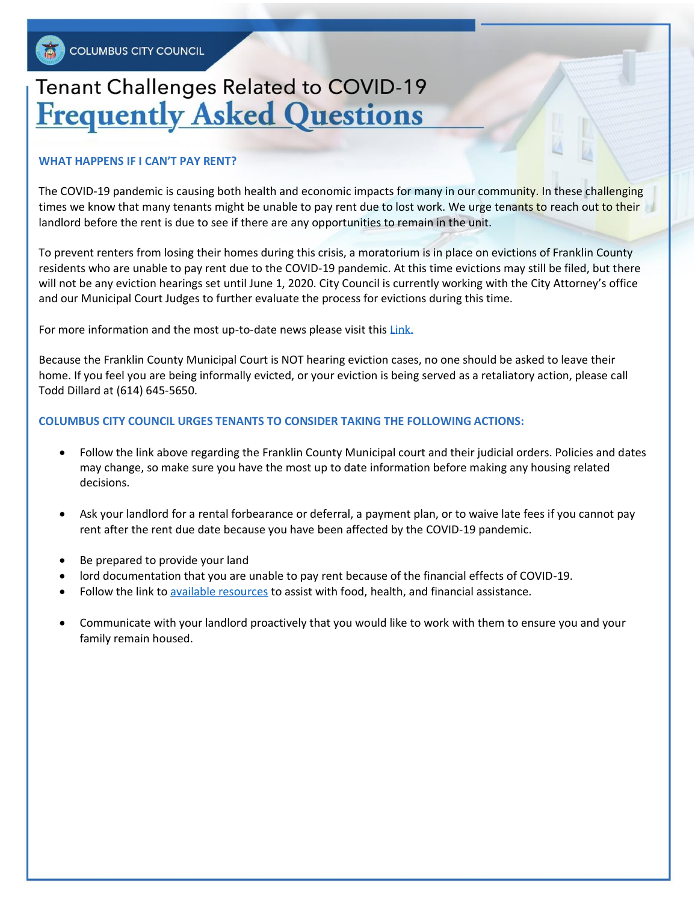COLUMBUS CITY COUNCIL

# Tenant Challenges Related to COVID-19

# Frequently Asked Questions

## WHAT HAPPENS IF I CAN'T PAY RENT?

The COVID-19 pandemic is causing both health and economic impacts for many in our community. In these challenging times we know that many tenants might be unable to pay rent due to lost work. We urge tenants to reach out to their landlord before the rent is due to see if there are any opportunities to remain in the unit.

To prevent renters from losing their homes during this crisis, a moratorium is in place on evictions of Franklin County residents who are unable to pay rent due to the COVID-19 pandemic. At this time evictions may still be filed, but there will not be any eviction hearings set until June 1, 2020. City Council is currently working with the City Attorney's office and our Municipal Court Judges to further evaluate the process for evictions during this time.

For more information and the most up-to-date news please visit this Link.

Because the Franklin County Municipal Court is NOT hearing eviction cases, no one should be asked to leave their home. If you feel you are being informally evicted, or your eviction is being served as a retaliatory action, please call Todd Dillard at (614) 645-5650.

## COLUMBUS CITY COUNCIL URGES TENANTS TO CONSIDER TAKING THE FOLLOWING ACTIONS:

- Follow the link above regarding the Franklin County Municipal court and their judicial orders. Policies and dates may change, so make sure you have the most up to date information before making any housing related decisions.
- Ask your landlord for a rental forbearance or deferral, a payment plan, or to waive late fees if you cannot pay rent after the rent due date because you have been affected by the COVID-19 pandemic.
- Be prepared to provide your land
- lord documentation that you are unable to pay rent because of the financial effects of COVID-19.
- Follow the link to available resources to assist with food, health, and financial assistance.
- Communicate with your landlord proactively that you would like to work with them to ensure you and your family remain housed.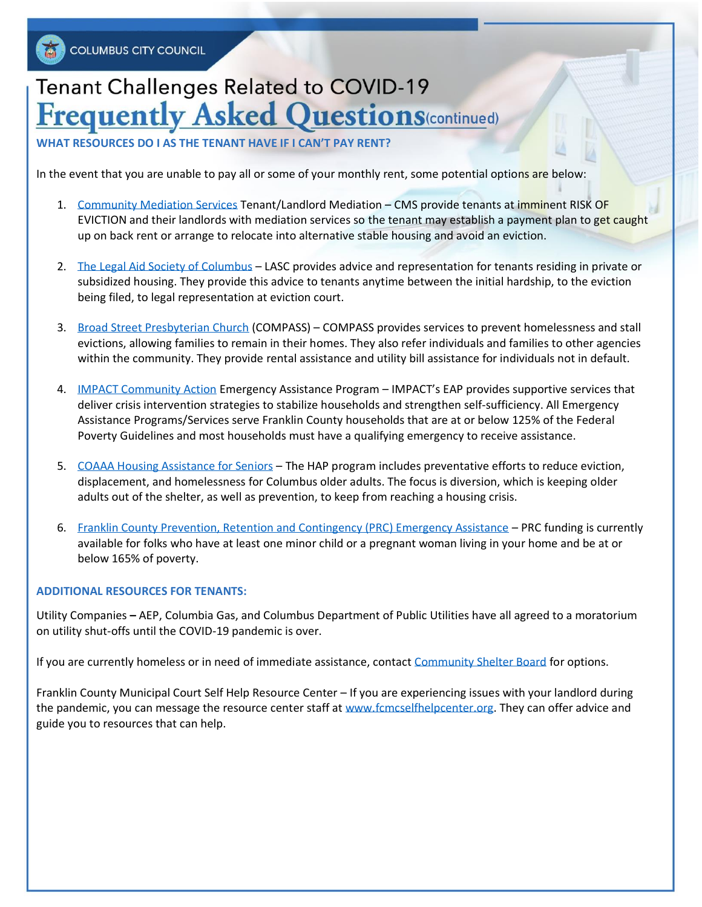COLUMBUS CITY COUNCIL

# Tenant Challenges Related to COVID-19

## Frequently Asked Questions (continued)

### WHAT RESOURCES DO I AS THE TENANT HAVE IF I CAN'T PAY RENT?

In the event that you are unable to pay all or some of your monthly rent, some potential options are below:

1. Community Mediation Services Tenant/Landlord Mediation – CMS provide tenants at imminent RISK OF EVICTION and their landlords with mediation services so the tenant may establish a payment plan to get caught up on back rent or arrange to relocate into alternative stable housing and avoid an eviction.

2. The Legal Aid Society of Columbus – LASC provides advice and representation for tenants residing in private or subsidized housing. They provide this advice to tenants anytime between the initial hardship, to the eviction being filed, to legal representation at eviction court.

3. Broad Street Presbyterian Church (COMPASS) – COMPASS provides services to prevent homelessness and stall evictions, allowing families to remain in their homes. They also refer individuals and families to other agencies within the community. They provide rental assistance and utility bill assistance for individuals not in default.

4. IMPACT Community Action Emergency Assistance Program – IMPACT's EAP provides supportive services that deliver crisis intervention strategies to stabilize households and strengthen self-sufficiency. All Emergency Assistance Programs/Services serve Franklin County households that are at or below 125% of the Federal Poverty Guidelines and most households must have a qualifying emergency to receive assistance.

5. COAAA Housing Assistance for Seniors – The HAP program includes preventative efforts to reduce eviction, displacement, and homelessness for Columbus older adults. The focus is diversion, which is keeping older adults out of the shelter, as well as prevention, to keep from reaching a housing crisis.

6. Franklin County Prevention, Retention and Contingency (PRC) Emergency Assistance – PRC funding is currently available for folks who have at least one minor child or a pregnant woman living in your home and be at or below 165% of poverty.

### ADDITIONAL RESOURCES FOR TENANTS:

Utility Companies **–** AEP, Columbia Gas, and Columbus Department of Public Utilities have all agreed to a moratorium on utility shut-offs until the COVID-19 pandemic is over.

If you are currently homeless or in need of immediate assistance, contact Community Shelter Board for options.

Franklin County Municipal Court Self Help Resource Center – If you are experiencing issues with your landlord during the pandemic, you can message the resource center staff at www.fcmcselfhelpcenter.org. They can offer advice and guide you to resources that can help.